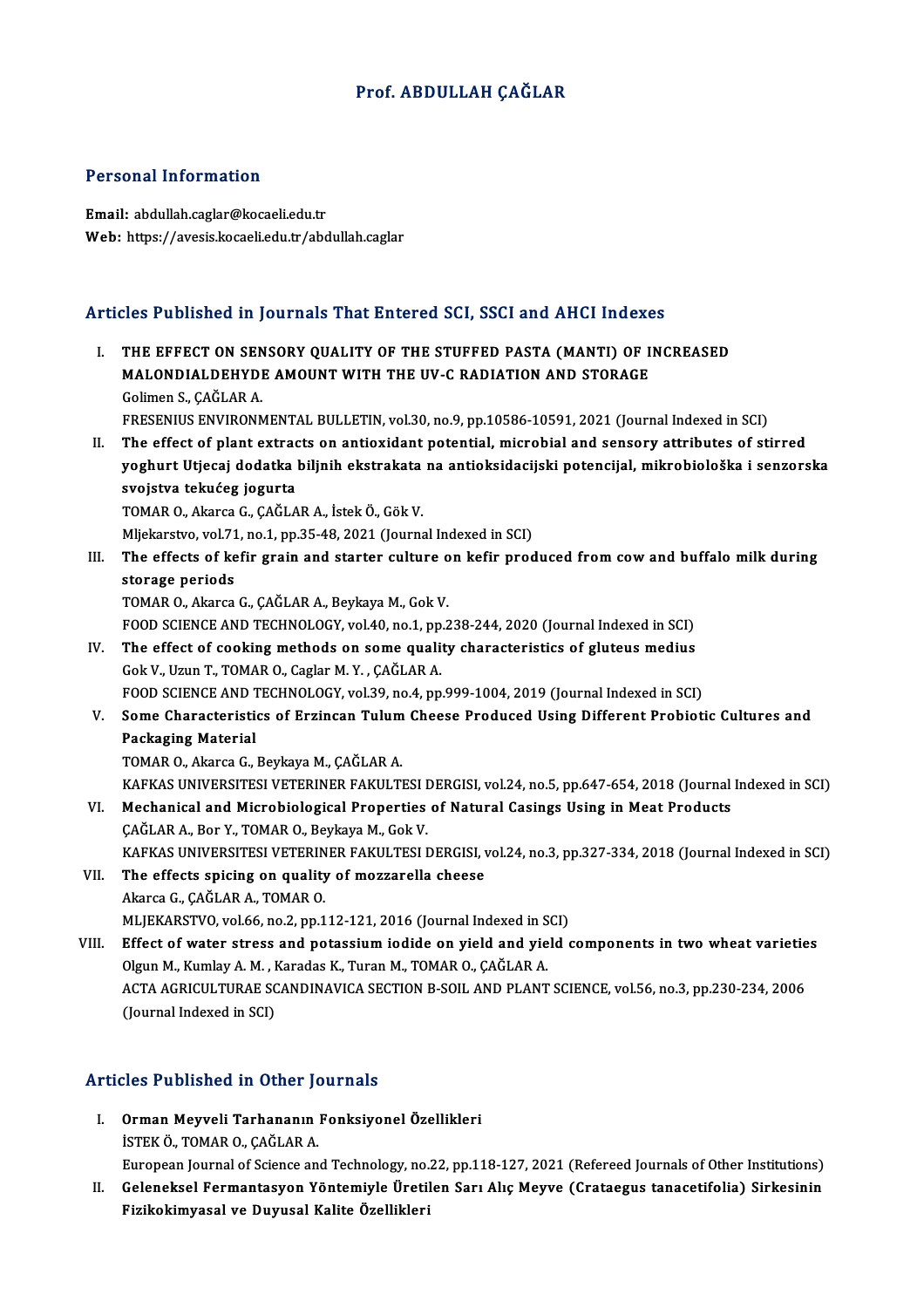# Prof. ABDULLAH ÇAĞLAR

## Personal Information

**Email:** abdullah.caglar@kocaeli.edu.tr
**Web:** https://avesis.kocaeli.edu.tr/abdullah.caglar

## Articles Published in Journals That Entered SCI, SSCI and AHCI Indexes

I. **THE EFFECT ON SENSORY QUALITY OF THE STUFFED PASTA (MANTI) OF INCREASED MALONDIALDEHYDE AMOUNT WITH THE UV-C RADIATION AND STORAGE**
Golimen S., ÇAĞLAR A.
FRESENIUS ENVIRONMENTAL BULLETIN, vol.30, no.9, pp.10586-10591, 2021 (Journal Indexed in SCI)

II. **The effect of plant extracts on antioxidant potential, microbial and sensory attributes of stirred yoghurt Utjecaj dodatka biljnih ekstrakata na antioksidacijski potencijal, mikrobiološka i senzorska svojstva tekućeg jogurta**
TOMAR O., Akarca G., ÇAĞLAR A., İstek Ö., Gök V.
Mljekarstvo, vol.71, no.1, pp.35-48, 2021 (Journal Indexed in SCI)

III. **The effects of kefir grain and starter culture on kefir produced from cow and buffalo milk during storage periods**
TOMAR O., Akarca G., ÇAĞLAR A., Beykaya M., Gok V.
FOOD SCIENCE AND TECHNOLOGY, vol.40, no.1, pp.238-244, 2020 (Journal Indexed in SCI)

IV. **The effect of cooking methods on some quality characteristics of gluteus medius**
Gok V., Uzun T., TOMAR O., Caglar M. Y. , ÇAĞLAR A.
FOOD SCIENCE AND TECHNOLOGY, vol.39, no.4, pp.999-1004, 2019 (Journal Indexed in SCI)

V. **Some Characteristics of Erzincan Tulum Cheese Produced Using Different Probiotic Cultures and Packaging Material**
TOMAR O., Akarca G., Beykaya M., ÇAĞLAR A.
KAFKAS UNIVERSITESI VETERINER FAKULTESI DERGISI, vol.24, no.5, pp.647-654, 2018 (Journal Indexed in SCI)

VI. **Mechanical and Microbiological Properties of Natural Casings Using in Meat Products**
ÇAĞLAR A., Bor Y., TOMAR O., Beykaya M., Gok V.
KAFKAS UNIVERSITESI VETERINER FAKULTESI DERGISI, vol.24, no.3, pp.327-334, 2018 (Journal Indexed in SCI)

VII. **The effects spicing on quality of mozzarella cheese**
Akarca G., ÇAĞLAR A., TOMAR O.
MLJEKARSTVO, vol.66, no.2, pp.112-121, 2016 (Journal Indexed in SCI)

VIII. **Effect of water stress and potassium iodide on yield and yield components in two wheat varieties**
Olgun M., Kumlay A. M. , Karadas K., Turan M., TOMAR O., ÇAĞLAR A.
ACTA AGRICULTURAE SCANDINAVICA SECTION B-SOIL AND PLANT SCIENCE, vol.56, no.3, pp.230-234, 2006 (Journal Indexed in SCI)

## Articles Published in Other Journals

I. **Orman Meyveli Tarhananın Fonksiyonel Özellikleri**
İSTEK Ö., TOMAR O., ÇAĞLAR A.
European Journal of Science and Technology, no.22, pp.118-127, 2021 (Refereed Journals of Other Institutions)

II. **Geleneksel Fermantasyon Yöntemiyle Üretilen Sarı Alıç Meyve (Crataegus tanacetifolia) Sirkesinin Fizikokimyasal ve Duyusal Kalite Özellikleri**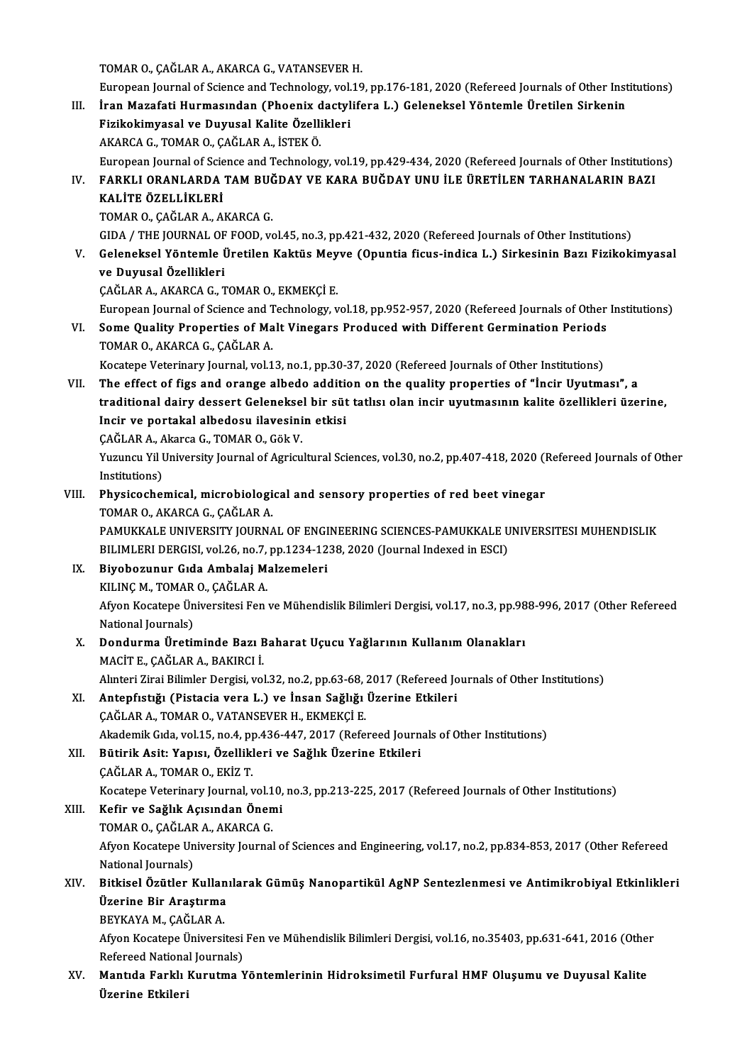TOMAR O., ÇAĞLAR A., AKARCA G., VATANSEVER H.
European Journal of Science and Technology, vol.19, pp.176-181, 2020 (Refereed Journals of Other Institutions)

III. **İran Mazafati Hurmasından (Phoenix dactylifera L.) Geleneksel Yöntemle Üretilen Sirkenin Fizikokimyasal ve Duyusal Kalite Özellikleri**
AKARCA G., TOMAR O., ÇAĞLAR A., İSTEK Ö.
European Journal of Science and Technology, vol.19, pp.429-434, 2020 (Refereed Journals of Other Institutions)

IV. **FARKLI ORANLARDA TAM BUĞDAY VE KARA BUĞDAY UNU İLE ÜRETİLEN TARHANALARIN BAZI KALİTE ÖZELLİKLERİ**
TOMAR O., ÇAĞLAR A., AKARCA G.
GIDA / THE JOURNAL OF FOOD, vol.45, no.3, pp.421-432, 2020 (Refereed Journals of Other Institutions)

V. **Geleneksel Yöntemle Üretilen Kaktüs Meyve (Opuntia ficus-indica L.) Sirkesinin Bazı Fizikokimyasal ve Duyusal Özellikleri**
ÇAĞLAR A., AKARCA G., TOMAR O., EKMEKÇİ E.
European Journal of Science and Technology, vol.18, pp.952-957, 2020 (Refereed Journals of Other Institutions)

VI. **Some Quality Properties of Malt Vinegars Produced with Different Germination Periods**
TOMAR O., AKARCA G., ÇAĞLAR A.
Kocatepe Veterinary Journal, vol.13, no.1, pp.30-37, 2020 (Refereed Journals of Other Institutions)

VII. **The effect of figs and orange albedo addition on the quality properties of "İncir Uyutması", a traditional dairy dessert Geleneksel bir süt tatlısı olan incir uyutmasının kalite özellikleri üzerine, Incir ve portakal albedosu ilavesinin etkisi**
ÇAĞLAR A., Akarca G., TOMAR O., Gök V.
Yuzuncu Yil University Journal of Agricultural Sciences, vol.30, no.2, pp.407-418, 2020 (Refereed Journals of Other Institutions)

VIII. **Physicochemical, microbiological and sensory properties of red beet vinegar**
TOMAR O., AKARCA G., ÇAĞLAR A.
PAMUKKALE UNIVERSITY JOURNAL OF ENGINEERING SCIENCES-PAMUKKALE UNIVERSITESI MUHENDISLIK BILIMLERI DERGISI, vol.26, no.7, pp.1234-1238, 2020 (Journal Indexed in ESCI)

IX. **Biyobozunur Gıda Ambalaj Malzemeleri**
KILINÇ M., TOMAR O., ÇAĞLAR A.
Afyon Kocatepe Üniversitesi Fen ve Mühendislik Bilimleri Dergisi, vol.17, no.3, pp.988-996, 2017 (Other Refereed National Journals)

X. **Dondurma Üretiminde Bazı Baharat Uçucu Yağlarının Kullanım Olanakları**
MACİT E., ÇAĞLAR A., BAKIRCI İ.
Alınteri Zirai Bilimler Dergisi, vol.32, no.2, pp.63-68, 2017 (Refereed Journals of Other Institutions)

XI. **Antepfıstığı (Pistacia vera L.) ve İnsan Sağlığı Üzerine Etkileri**
ÇAĞLAR A., TOMAR O., VATANSEVER H., EKMEKÇİ E.
Akademik Gıda, vol.15, no.4, pp.436-447, 2017 (Refereed Journals of Other Institutions)

XII. **Bütirik Asit: Yapısı, Özellikleri ve Sağlık Üzerine Etkileri**
ÇAĞLAR A., TOMAR O., EKİZ T.
Kocatepe Veterinary Journal, vol.10, no.3, pp.213-225, 2017 (Refereed Journals of Other Institutions)

XIII. **Kefir ve Sağlık Açısından Önemi**
TOMAR O., ÇAĞLAR A., AKARCA G.
Afyon Kocatepe University Journal of Sciences and Engineering, vol.17, no.2, pp.834-853, 2017 (Other Refereed National Journals)

XIV. **Bitkisel Özütler Kullanılarak Gümüş Nanopartikül AgNP Sentezlenmesi ve Antimikrobiyal Etkinlikleri Üzerine Bir Araştırma**
BEYKAYA M., ÇAĞLAR A.
Afyon Kocatepe Üniversitesi Fen ve Mühendislik Bilimleri Dergisi, vol.16, no.35403, pp.631-641, 2016 (Other Refereed National Journals)

XV. **Mantıda Farklı Kurutma Yöntemlerinin Hidroksimetil Furfural HMF Oluşumu ve Duyusal Kalite Üzerine Etkileri**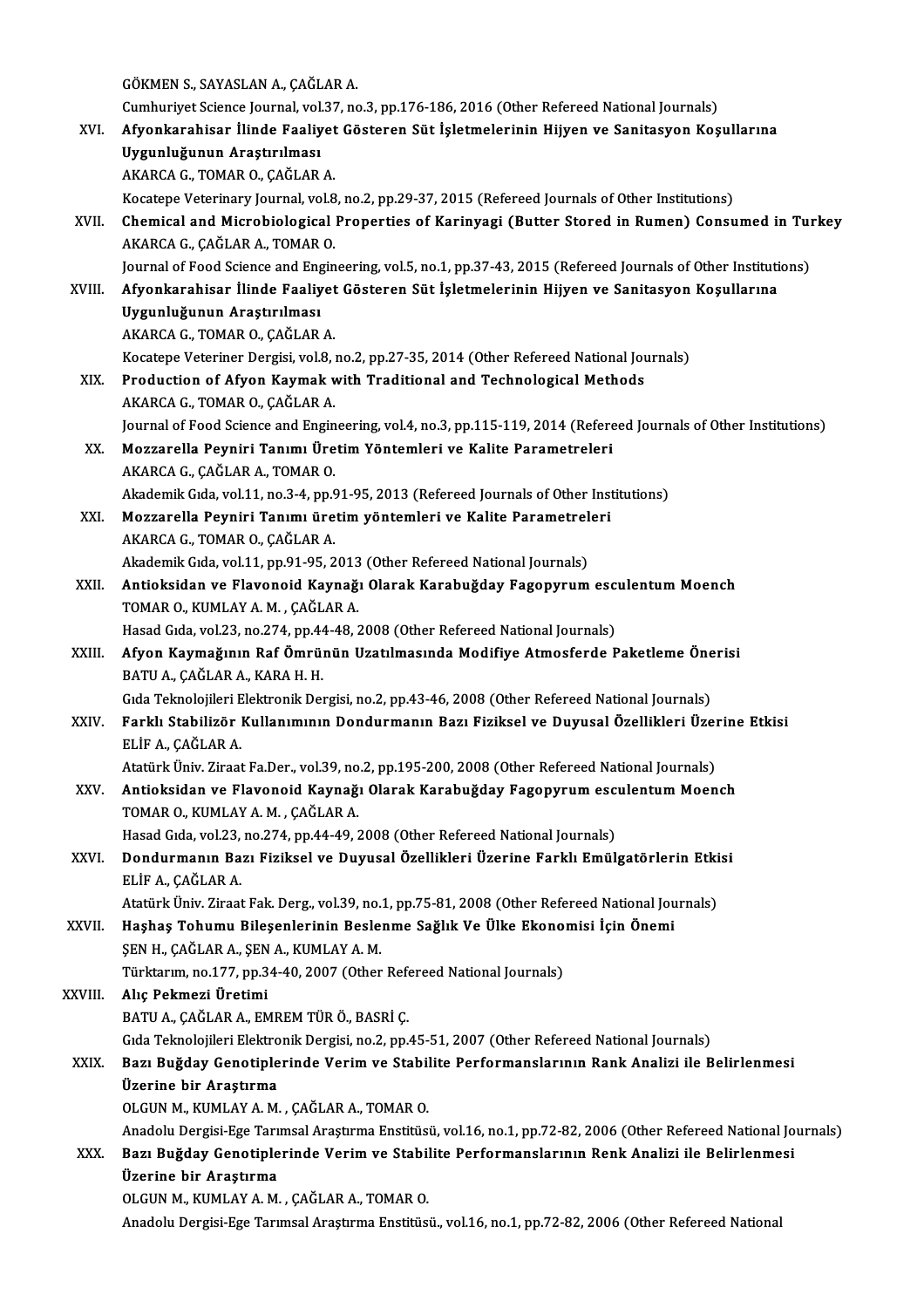GÖKMEN S., SAYASLAN A., ÇAĞLAR A.
Cumhuriyet Science Journal, vol.37, no.3, pp.176-186, 2016 (Other Refereed National Journals)

XVI. **Afyonkarahisar İlinde Faaliyet Gösteren Süt İşletmelerinin Hijyen ve Sanitasyon Koşullarına Uygunluğunun Araştırılması**
AKARCA G., TOMAR O., ÇAĞLAR A.
Kocatepe Veterinary Journal, vol.8, no.2, pp.29-37, 2015 (Refereed Journals of Other Institutions)

XVII. **Chemical and Microbiological Properties of Karinyagi (Butter Stored in Rumen) Consumed in Turkey**
AKARCA G., ÇAĞLAR A., TOMAR O.
Journal of Food Science and Engineering, vol.5, no.1, pp.37-43, 2015 (Refereed Journals of Other Institutions)

XVIII. **Afyonkarahisar İlinde Faaliyet Gösteren Süt İşletmelerinin Hijyen ve Sanitasyon Koşullarına Uygunluğunun Araştırılması**
AKARCA G., TOMAR O., ÇAĞLAR A.
Kocatepe Veteriner Dergisi, vol.8, no.2, pp.27-35, 2014 (Other Refereed National Journals)

XIX. **Production of Afyon Kaymak with Traditional and Technological Methods**
AKARCA G., TOMAR O., ÇAĞLAR A.
Journal of Food Science and Engineering, vol.4, no.3, pp.115-119, 2014 (Refereed Journals of Other Institutions)

XX. **Mozzarella Peyniri Tanımı Üretim Yöntemleri ve Kalite Parametreleri**
AKARCA G., ÇAĞLAR A., TOMAR O.
Akademik Gıda, vol.11, no.3-4, pp.91-95, 2013 (Refereed Journals of Other Institutions)

XXI. **Mozzarella Peyniri Tanımı üretim yöntemleri ve Kalite Parametreleri**
AKARCA G., TOMAR O., ÇAĞLAR A.
Akademik Gıda, vol.11, pp.91-95, 2013 (Other Refereed National Journals)

XXII. **Antioksidan ve Flavonoid Kaynağı Olarak Karabuğday Fagopyrum esculentum Moench**
TOMAR O., KUMLAY A. M. , ÇAĞLAR A.
Hasad Gıda, vol.23, no.274, pp.44-48, 2008 (Other Refereed National Journals)

XXIII. **Afyon Kaymağının Raf Ömrünün Uzatılmasında Modifiye Atmosferde Paketleme Önerisi**
BATU A., ÇAĞLAR A., KARA H. H.
Gıda Teknolojileri Elektronik Dergisi, no.2, pp.43-46, 2008 (Other Refereed National Journals)

XXIV. **Farklı Stabilizör Kullanımının Dondurmanın Bazı Fiziksel ve Duyusal Özellikleri Üzerine Etkisi**
ELİF A., ÇAĞLAR A.
Atatürk Üniv. Ziraat Fa.Der., vol.39, no.2, pp.195-200, 2008 (Other Refereed National Journals)

XXV. **Antioksidan ve Flavonoid Kaynağı Olarak Karabuğday Fagopyrum esculentum Moench**
TOMAR O., KUMLAY A. M. , ÇAĞLAR A.
Hasad Gıda, vol.23, no.274, pp.44-49, 2008 (Other Refereed National Journals)

XXVI. **Dondurmanın Bazı Fiziksel ve Duyusal Özellikleri Üzerine Farklı Emülgatörlerin Etkisi**
ELİF A., ÇAĞLAR A.
Atatürk Üniv. Ziraat Fak. Derg., vol.39, no.1, pp.75-81, 2008 (Other Refereed National Journals)

XXVII. **Haşhaş Tohumu Bileşenlerinin Beslenme Sağlık Ve Ülke Ekonomisi İçin Önemi**
ŞEN H., ÇAĞLAR A., ŞEN A., KUMLAY A. M.
Türktarım, no.177, pp.34-40, 2007 (Other Refereed National Journals)

XXVIII. **Alıç Pekmezi Üretimi**
BATU A., ÇAĞLAR A., EMREM TÜR Ö., BASRİ Ç.
Gıda Teknolojileri Elektronik Dergisi, no.2, pp.45-51, 2007 (Other Refereed National Journals)

XXIX. **Bazı Buğday Genotiplerinde Verim ve Stabilite Performanslarının Rank Analizi ile Belirlenmesi Üzerine bir Araştırma**
OLGUN M., KUMLAY A. M. , ÇAĞLAR A., TOMAR O.
Anadolu Dergisi-Ege Tarımsal Araştırma Enstitüsü, vol.16, no.1, pp.72-82, 2006 (Other Refereed National Journals)

XXX. **Bazı Buğday Genotiplerinde Verim ve Stabilite Performanslarının Renk Analizi ile Belirlenmesi Üzerine bir Araştırma**
OLGUN M., KUMLAY A. M. , ÇAĞLAR A., TOMAR O.
Anadolu Dergisi-Ege Tarımsal Araştırma Enstitüsü., vol.16, no.1, pp.72-82, 2006 (Other Refereed National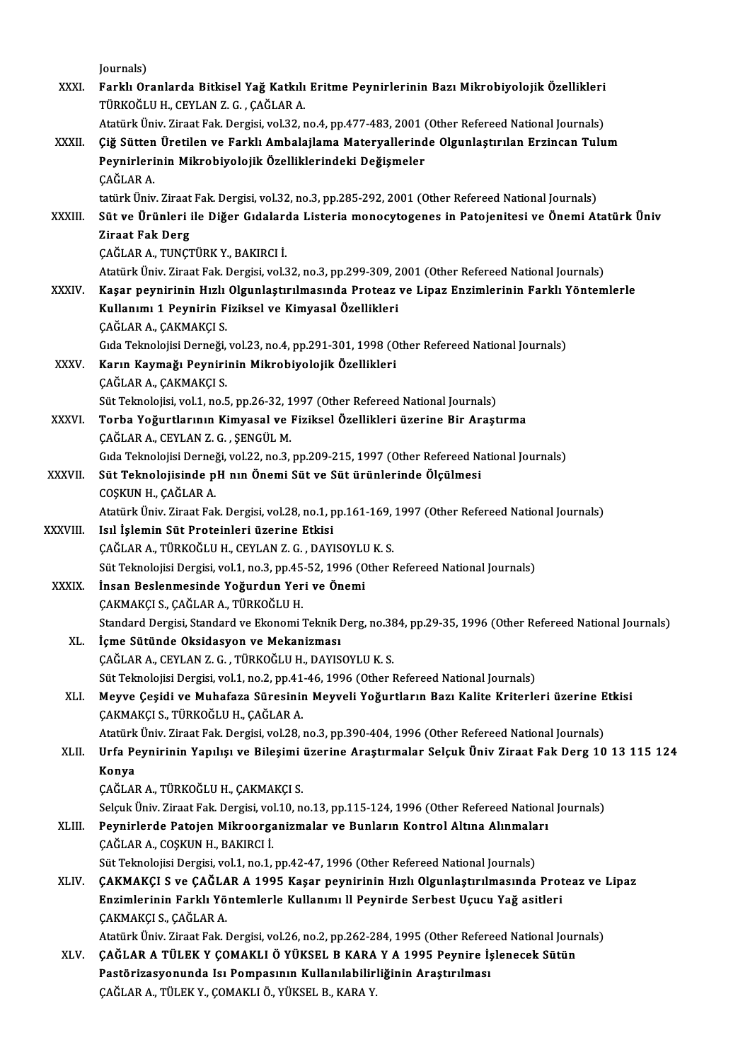Journals)

XXXI. **Farklı Oranlarda Bitkisel Yağ Katkılı Eritme Peynirlerinin Bazı Mikrobiyolojik Özellikleri**
TÜRKOĞLU H., CEYLAN Z. G. , ÇAĞLAR A.
Atatürk Üniv. Ziraat Fak. Dergisi, vol.32, no.4, pp.477-483, 2001 (Other Refereed National Journals)

XXXII. **Çiğ Sütten Üretilen ve Farklı Ambalajlama Materyallerinde Olgunlaştırılan Erzincan Tulum Peynirlerinin Mikrobiyolojik Özelliklerindeki Değişmeler**
ÇAĞLAR A.
tatürk Üniv. Ziraat Fak. Dergisi, vol.32, no.3, pp.285-292, 2001 (Other Refereed National Journals)

XXXIII. **Süt ve Ürünleri ile Diğer Gıdalarda Listeria monocytogenes in Patojenitesi ve Önemi Atatürk Üniv Ziraat Fak Derg**
ÇAĞLAR A., TUNÇTÜRK Y., BAKIRCI İ.
Atatürk Üniv. Ziraat Fak. Dergisi, vol.32, no.3, pp.299-309, 2001 (Other Refereed National Journals)

XXXIV. **Kaşar peynirinin Hızlı Olgunlaştırılmasında Proteaz ve Lipaz Enzimlerinin Farklı Yöntemlerle Kullanımı 1 Peynirin Fiziksel ve Kimyasal Özellikleri**
ÇAĞLAR A., ÇAKMAKÇI S.
Gıda Teknolojisi Derneği, vol.23, no.4, pp.291-301, 1998 (Other Refereed National Journals)

XXXV. **Karın Kaymağı Peynirinin Mikrobiyolojik Özellikleri**
ÇAĞLAR A., ÇAKMAKÇI S.
Süt Teknolojisi, vol.1, no.5, pp.26-32, 1997 (Other Refereed National Journals)

XXXVI. **Torba Yoğurtlarının Kimyasal ve Fiziksel Özellikleri üzerine Bir Araştırma**
ÇAĞLAR A., CEYLAN Z. G. , ŞENGÜL M.
Gıda Teknolojisi Derneği, vol.22, no.3, pp.209-215, 1997 (Other Refereed National Journals)

XXXVII. **Süt Teknolojisinde pH nın Önemi Süt ve Süt ürünlerinde Ölçülmesi**
COŞKUN H., ÇAĞLAR A.
Atatürk Üniv. Ziraat Fak. Dergisi, vol.28, no.1, pp.161-169, 1997 (Other Refereed National Journals)

XXXVIII. **Isıl İşlemin Süt Proteinleri üzerine Etkisi**
ÇAĞLAR A., TÜRKOĞLU H., CEYLAN Z. G. , DAYISOYLU K. S.
Süt Teknolojisi Dergisi, vol.1, no.3, pp.45-52, 1996 (Other Refereed National Journals)

XXXIX. **İnsan Beslenmesinde Yoğurdun Yeri ve Önemi**
ÇAKMAKÇI S., ÇAĞLAR A., TÜRKOĞLU H.
Standard Dergisi, Standard ve Ekonomi Teknik Derg, no.384, pp.29-35, 1996 (Other Refereed National Journals)

XL. **İçme Sütünde Oksidasyon ve Mekanizması**
ÇAĞLAR A., CEYLAN Z. G. , TÜRKOĞLU H., DAYISOYLU K. S.
Süt Teknolojisi Dergisi, vol.1, no.2, pp.41-46, 1996 (Other Refereed National Journals)

XLI. **Meyve Çeşidi ve Muhafaza Süresinin Meyveli Yoğurtların Bazı Kalite Kriterleri üzerine Etkisi**
ÇAKMAKÇI S., TÜRKOĞLU H., ÇAĞLAR A.
Atatürk Üniv. Ziraat Fak. Dergisi, vol.28, no.3, pp.390-404, 1996 (Other Refereed National Journals)

XLII. **Urfa Peynirinin Yapılışı ve Bileşimi üzerine Araştırmalar Selçuk Üniv Ziraat Fak Derg 10 13 115 124 Konya**
ÇAĞLAR A., TÜRKOĞLU H., ÇAKMAKÇI S.
Selçuk Üniv. Ziraat Fak. Dergisi, vol.10, no.13, pp.115-124, 1996 (Other Refereed National Journals)

XLIII. **Peynirlerde Patojen Mikroorganizmalar ve Bunların Kontrol Altına Alınmaları**
ÇAĞLAR A., COŞKUN H., BAKIRCI İ.
Süt Teknolojisi Dergisi, vol.1, no.1, pp.42-47, 1996 (Other Refereed National Journals)

XLIV. **ÇAKMAKÇI S ve ÇAĞLAR A 1995 Kaşar peynirinin Hızlı Olgunlaştırılmasında Proteaz ve Lipaz Enzimlerinin Farklı Yöntemlerle Kullanımı ll Peynirde Serbest Uçucu Yağ asitleri**
ÇAKMAKÇI S., ÇAĞLAR A.
Atatürk Üniv. Ziraat Fak. Dergisi, vol.26, no.2, pp.262-284, 1995 (Other Refereed National Journals)

XLV. **ÇAĞLAR A TÜLEK Y ÇOMAKLI Ö YÜKSEL B KARA Y A 1995 Peynire İşlenecek Sütün Pastörizasyonunda Isı Pompasının Kullanılabilirliğinin Araştırılması**
ÇAĞLAR A., TÜLEK Y., ÇOMAKLI Ö., YÜKSEL B., KARA Y.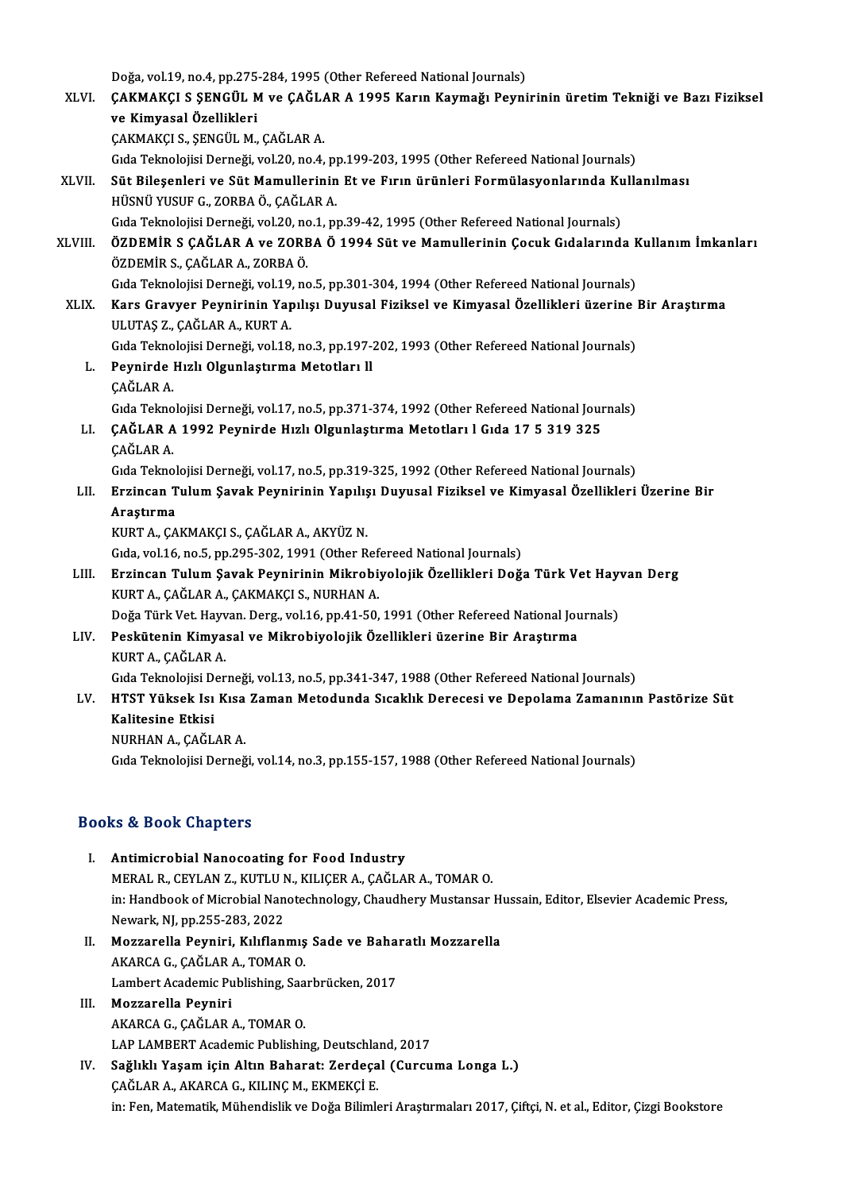Doğa, vol.19, no.4, pp.275-284, 1995 (Other Refereed National Journals)

XLVI. **ÇAKMAKÇI S ŞENGÜL M ve ÇAĞLAR A 1995 Karın Kaymağı Peynirinin üretim Tekniği ve Bazı Fiziksel ve Kimyasal Özellikleri**
ÇAKMAKÇI S., ŞENGÜL M., ÇAĞLAR A.
Gıda Teknolojisi Derneği, vol.20, no.4, pp.199-203, 1995 (Other Refereed National Journals)

XLVII. **Süt Bileşenleri ve Süt Mamullerinin Et ve Fırın ürünleri Formülasyonlarında Kullanılması**
HÜSNÜ YUSUF G., ZORBA Ö., ÇAĞLAR A.
Gıda Teknolojisi Derneği, vol.20, no.1, pp.39-42, 1995 (Other Refereed National Journals)

XLVIII. **ÖZDEMİR S ÇAĞLAR A ve ZORBA Ö 1994 Süt ve Mamullerinin Çocuk Gıdalarında Kullanım İmkanları**
ÖZDEMİR S., ÇAĞLAR A., ZORBA Ö.
Gıda Teknolojisi Derneği, vol.19, no.5, pp.301-304, 1994 (Other Refereed National Journals)

XLIX. **Kars Gravyer Peynirinin Yapılışı Duyusal Fiziksel ve Kimyasal Özellikleri üzerine Bir Araştırma**
ULUTAŞ Z., ÇAĞLAR A., KURT A.
Gıda Teknolojisi Derneği, vol.18, no.3, pp.197-202, 1993 (Other Refereed National Journals)

L. **Peynirde Hızlı Olgunlaştırma Metotları ll**
ÇAĞLAR A.
Gıda Teknolojisi Derneği, vol.17, no.5, pp.371-374, 1992 (Other Refereed National Journals)

LI. **ÇAĞLAR A 1992 Peynirde Hızlı Olgunlaştırma Metotları l Gıda 17 5 319 325**
ÇAĞLAR A.
Gıda Teknolojisi Derneği, vol.17, no.5, pp.319-325, 1992 (Other Refereed National Journals)

LII. **Erzincan Tulum Şavak Peynirinin Yapılışı Duyusal Fiziksel ve Kimyasal Özellikleri Üzerine Bir Araştırma**
KURT A., ÇAKMAKÇI S., ÇAĞLAR A., AKYÜZ N.
Gıda, vol.16, no.5, pp.295-302, 1991 (Other Refereed National Journals)

LIII. **Erzincan Tulum Şavak Peynirinin Mikrobiyolojik Özellikleri Doğa Türk Vet Hayvan Derg**
KURT A., ÇAĞLAR A., ÇAKMAKÇI S., NURHAN A.
Doğa Türk Vet. Hayvan. Derg., vol.16, pp.41-50, 1991 (Other Refereed National Journals)

LIV. **Peskütenin Kimyasal ve Mikrobiyolojik Özellikleri üzerine Bir Araştırma**
KURT A., ÇAĞLAR A.
Gıda Teknolojisi Derneği, vol.13, no.5, pp.341-347, 1988 (Other Refereed National Journals)

LV. **HTST Yüksek Isı Kısa Zaman Metodunda Sıcaklık Derecesi ve Depolama Zamanının Pastörize Süt Kalitesine Etkisi**
NURHAN A., ÇAĞLAR A.
Gıda Teknolojisi Derneği, vol.14, no.3, pp.155-157, 1988 (Other Refereed National Journals)

## Books & Book Chapters

I. **Antimicrobial Nanocoating for Food Industry**
MERAL R., CEYLAN Z., KUTLU N., KILIÇER A., ÇAĞLAR A., TOMAR O.
in: Handbook of Microbial Nanotechnology, Chaudhery Mustansar Hussain, Editor, Elsevier Academic Press, Newark, NJ, pp.255-283, 2022

II. **Mozzarella Peyniri, Kılıflanmış Sade ve Baharatlı Mozzarella**
AKARCA G., ÇAĞLAR A., TOMAR O.
Lambert Academic Publishing, Saarbrücken, 2017

III. **Mozzarella Peyniri**
AKARCA G., ÇAĞLAR A., TOMAR O.
LAP LAMBERT Academic Publishing, Deutschland, 2017

IV. **Sağlıklı Yaşam için Altın Baharat: Zerdeçal (Curcuma Longa L.)**
ÇAĞLAR A., AKARCA G., KILINÇ M., EKMEKÇİ E.
in: Fen, Matematik, Mühendislik ve Doğa Bilimleri Araştırmaları 2017, Çiftçi, N. et al., Editor, Çizgi Bookstore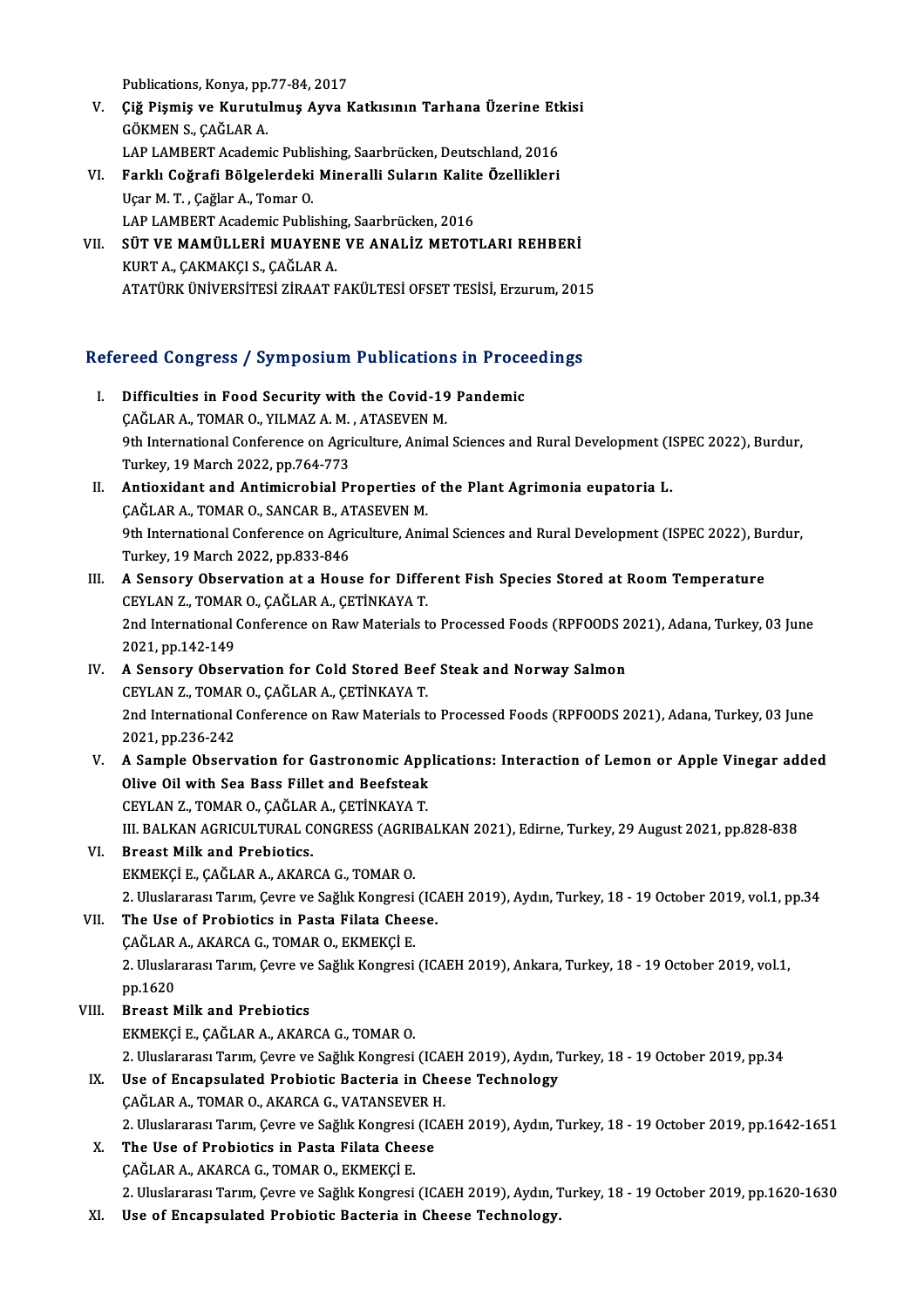Publications, Konya, pp.77-84, 2017

V. **Çiğ Pişmiş ve Kurutulmuş Ayva Katkısının Tarhana Üzerine Etkisi**
GÖKMEN S., ÇAĞLAR A.
LAP LAMBERT Academic Publishing, Saarbrücken, Deutschland, 2016

VI. **Farklı Coğrafi Bölgelerdeki Mineralli Suların Kalite Özellikleri**
Uçar M. T. , Çağlar A., Tomar O.
LAP LAMBERT Academic Publishing, Saarbrücken, 2016

VII. **SÜT VE MAMÜLLERİ MUAYENE VE ANALİZ METOTLARI REHBERİ**
KURT A., ÇAKMAKÇI S., ÇAĞLAR A.
ATATÜRK ÜNİVERSİTESİ ZİRAAT FAKÜLTESİ OFSET TESİSİ, Erzurum, 2015

## Refereed Congress / Symposium Publications in Proceedings

I. **Difficulties in Food Security with the Covid-19 Pandemic**
ÇAĞLAR A., TOMAR O., YILMAZ A. M. , ATASEVEN M.
9th International Conference on Agriculture, Animal Sciences and Rural Development (ISPEC 2022), Burdur, Turkey, 19 March 2022, pp.764-773

II. **Antioxidant and Antimicrobial Properties of the Plant Agrimonia eupatoria L.**
ÇAĞLAR A., TOMAR O., SANCAR B., ATASEVEN M.
9th International Conference on Agriculture, Animal Sciences and Rural Development (ISPEC 2022), Burdur, Turkey, 19 March 2022, pp.833-846

III. **A Sensory Observation at a House for Different Fish Species Stored at Room Temperature**
CEYLAN Z., TOMAR O., ÇAĞLAR A., ÇETİNKAYA T.
2nd International Conference on Raw Materials to Processed Foods (RPFOODS 2021), Adana, Turkey, 03 June 2021, pp.142-149

IV. **A Sensory Observation for Cold Stored Beef Steak and Norway Salmon**
CEYLAN Z., TOMAR O., ÇAĞLAR A., ÇETİNKAYA T.
2nd International Conference on Raw Materials to Processed Foods (RPFOODS 2021), Adana, Turkey, 03 June 2021, pp.236-242

V. **A Sample Observation for Gastronomic Applications: Interaction of Lemon or Apple Vinegar added Olive Oil with Sea Bass Fillet and Beefsteak**
CEYLAN Z., TOMAR O., ÇAĞLAR A., ÇETİNKAYA T.
III. BALKAN AGRICULTURAL CONGRESS (AGRIBALKAN 2021), Edirne, Turkey, 29 August 2021, pp.828-838

VI. **Breast Milk and Prebiotics.**
EKMEKÇİ E., ÇAĞLAR A., AKARCA G., TOMAR O.
2. Uluslararası Tarım, Çevre ve Sağlık Kongresi (ICAEH 2019), Aydın, Turkey, 18 - 19 October 2019, vol.1, pp.34

VII. **The Use of Probiotics in Pasta Filata Cheese.**
ÇAĞLAR A., AKARCA G., TOMAR O., EKMEKÇİ E.
2. Uluslararası Tarım, Çevre ve Sağlık Kongresi (ICAEH 2019), Ankara, Turkey, 18 - 19 October 2019, vol.1, pp.1620

VIII. **Breast Milk and Prebiotics**
EKMEKÇİ E., ÇAĞLAR A., AKARCA G., TOMAR O.
2. Uluslararası Tarım, Çevre ve Sağlık Kongresi (ICAEH 2019), Aydın, Turkey, 18 - 19 October 2019, pp.34

IX. **Use of Encapsulated Probiotic Bacteria in Cheese Technology**
ÇAĞLAR A., TOMAR O., AKARCA G., VATANSEVER H.
2. Uluslararası Tarım, Çevre ve Sağlık Kongresi (ICAEH 2019), Aydın, Turkey, 18 - 19 October 2019, pp.1642-1651

X. **The Use of Probiotics in Pasta Filata Cheese**
ÇAĞLAR A., AKARCA G., TOMAR O., EKMEKÇİ E.
2. Uluslararası Tarım, Çevre ve Sağlık Kongresi (ICAEH 2019), Aydın, Turkey, 18 - 19 October 2019, pp.1620-1630

XI. **Use of Encapsulated Probiotic Bacteria in Cheese Technology.**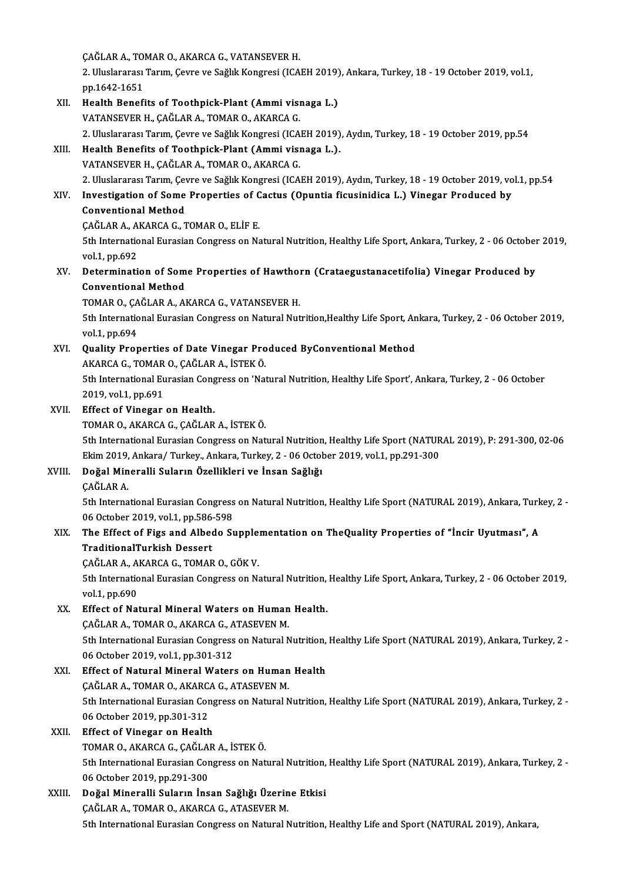ÇAĞLAR A., TOMAR O., AKARCA G., VATANSEVER H.
2. Uluslararası Tarım, Çevre ve Sağlık Kongresi (ICAEH 2019), Ankara, Turkey, 18 - 19 October 2019, vol.1, pp.1642-1651

XII. **Health Benefits of Toothpick-Plant (Ammi visnaga L.)**
VATANSEVER H., ÇAĞLAR A., TOMAR O., AKARCA G.
2. Uluslararası Tarım, Çevre ve Sağlık Kongresi (ICAEH 2019), Aydın, Turkey, 18 - 19 October 2019, pp.54

XIII. **Health Benefits of Toothpick-Plant (Ammi visnaga L.).**
VATANSEVER H., ÇAĞLAR A., TOMAR O., AKARCA G.
2. Uluslararası Tarım, Çevre ve Sağlık Kongresi (ICAEH 2019), Aydın, Turkey, 18 - 19 October 2019, vol.1, pp.54

XIV. **Investigation of Some Properties of Cactus (Opuntia ficusinidica L.) Vinegar Produced by Conventional Method**
ÇAĞLAR A., AKARCA G., TOMAR O., ELİF E.
5th International Eurasian Congress on Natural Nutrition, Healthy Life Sport, Ankara, Turkey, 2 - 06 October 2019, vol.1, pp.692

XV. **Determination of Some Properties of Hawthorn (Crataegustanacetifolia) Vinegar Produced by Conventional Method**
TOMAR O., ÇAĞLAR A., AKARCA G., VATANSEVER H.
5th International Eurasian Congress on Natural Nutrition,Healthy Life Sport, Ankara, Turkey, 2 - 06 October 2019, vol.1, pp.694

XVI. **Quality Properties of Date Vinegar Produced ByConventional Method**
AKARCA G., TOMAR O., ÇAĞLAR A., İSTEK Ö.
5th International Eurasian Congress on 'Natural Nutrition, Healthy Life Sport', Ankara, Turkey, 2 - 06 October 2019, vol.1, pp.691

XVII. **Effect of Vinegar on Health.**
TOMAR O., AKARCA G., ÇAĞLAR A., İSTEK Ö.
5th International Eurasian Congress on Natural Nutrition, Healthy Life Sport (NATURAL 2019), P: 291-300, 02-06 Ekim 2019, Ankara/ Turkey., Ankara, Turkey, 2 - 06 October 2019, vol.1, pp.291-300

XVIII. **Doğal Mineralli Suların Özellikleri ve İnsan Sağlığı**
ÇAĞLAR A.
5th International Eurasian Congress on Natural Nutrition, Healthy Life Sport (NATURAL 2019), Ankara, Turkey, 2 - 06 October 2019, vol.1, pp.586-598

XIX. **The Effect of Figs and Albedo Supplementation on TheQuality Properties of "İncir Uyutması", A TraditionalTurkish Dessert**
ÇAĞLAR A., AKARCA G., TOMAR O., GÖK V.
5th International Eurasian Congress on Natural Nutrition, Healthy Life Sport, Ankara, Turkey, 2 - 06 October 2019, vol.1, pp.690

XX. **Effect of Natural Mineral Waters on Human Health.**
ÇAĞLAR A., TOMAR O., AKARCA G., ATASEVEN M.
5th International Eurasian Congress on Natural Nutrition, Healthy Life Sport (NATURAL 2019), Ankara, Turkey, 2 - 06 October 2019, vol.1, pp.301-312

XXI. **Effect of Natural Mineral Waters on Human Health**
ÇAĞLAR A., TOMAR O., AKARCA G., ATASEVEN M.
5th International Eurasian Congress on Natural Nutrition, Healthy Life Sport (NATURAL 2019), Ankara, Turkey, 2 - 06 October 2019, pp.301-312

XXII. **Effect of Vinegar on Health**
TOMAR O., AKARCA G., ÇAĞLAR A., İSTEK Ö.
5th International Eurasian Congress on Natural Nutrition, Healthy Life Sport (NATURAL 2019), Ankara, Turkey, 2 - 06 October 2019, pp.291-300

XXIII. **Doğal Mineralli Suların İnsan Sağlığı Üzerine Etkisi**
ÇAĞLAR A., TOMAR O., AKARCA G., ATASEVER M.
5th International Eurasian Congress on Natural Nutrition, Healthy Life and Sport (NATURAL 2019), Ankara,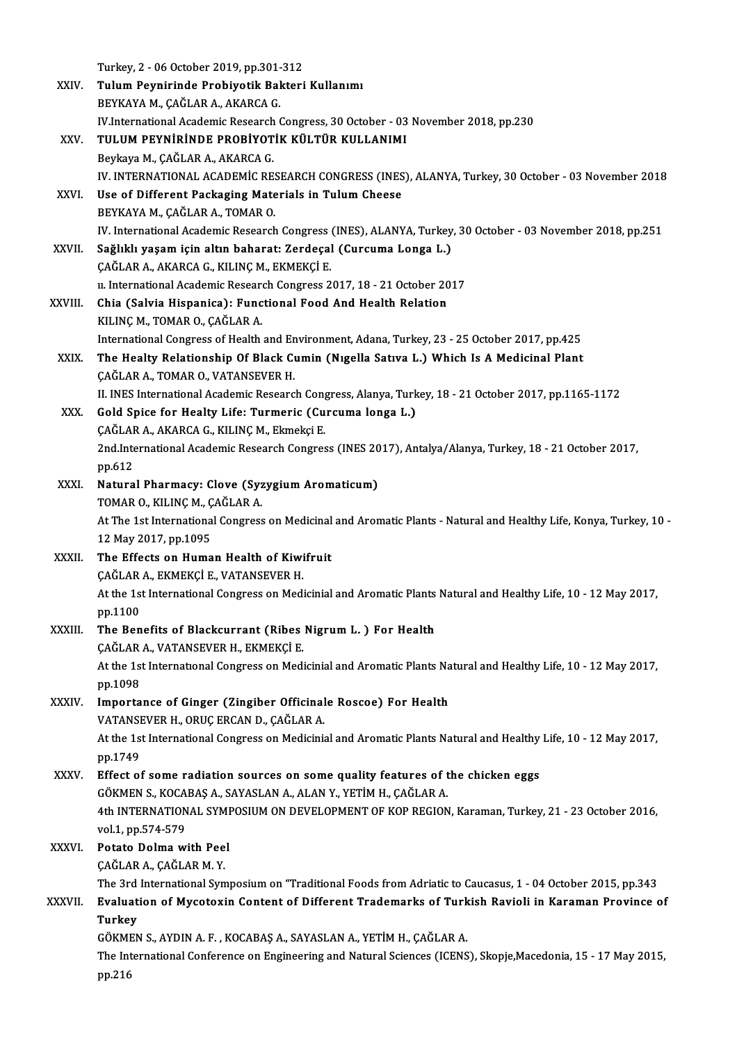Turkey, 2 - 06 October 2019, pp.301-312

XXIV. **Tulum Peynirinde Probiyotik Bakteri Kullanımı**
BEYKAYA M., ÇAĞLAR A., AKARCA G.
IV.International Academic Research Congress, 30 October - 03 November 2018, pp.230

XXV. **TULUM PEYNİRİNDE PROBİYOTİK KÜLTÜR KULLANIMI**
Beykaya M., ÇAĞLAR A., AKARCA G.
IV. INTERNATIONAL ACADEMİC RESEARCH CONGRESS (INES), ALANYA, Turkey, 30 October - 03 November 2018

XXVI. **Use of Different Packaging Materials in Tulum Cheese**
BEYKAYA M., ÇAĞLAR A., TOMAR O.
IV. International Academic Research Congress (INES), ALANYA, Turkey, 30 October - 03 November 2018, pp.251

XXVII. **Sağlıklı yaşam için altın baharat: Zerdeçal (Curcuma Longa L.)**
ÇAĞLAR A., AKARCA G., KILINÇ M., EKMEKÇİ E.
ıı. International Academic Research Congress 2017, 18 - 21 October 2017

XXVIII. **Chia (Salvia Hispanica): Functional Food And Health Relation**
KILINÇ M., TOMAR O., ÇAĞLAR A.
International Congress of Health and Environment, Adana, Turkey, 23 - 25 October 2017, pp.425

XXIX. **The Healty Relationship Of Black Cumin (Nıgella Satıva L.) Which Is A Medicinal Plant**
ÇAĞLAR A., TOMAR O., VATANSEVER H.
II. INES International Academic Research Congress, Alanya, Turkey, 18 - 21 October 2017, pp.1165-1172

XXX. **Gold Spice for Healty Life: Turmeric (Curcuma longa L.)**
ÇAĞLAR A., AKARCA G., KILINÇ M., Ekmekçi E.
2nd.International Academic Research Congress (INES 2017), Antalya/Alanya, Turkey, 18 - 21 October 2017, pp.612

XXXI. **Natural Pharmacy: Clove (Syzygium Aromaticum)**
TOMAR O., KILINÇ M., ÇAĞLAR A.
At The 1st International Congress on Medicinal and Aromatic Plants - Natural and Healthy Life, Konya, Turkey, 10 - 12 May 2017, pp.1095

XXXII. **The Effects on Human Health of Kiwifruit**
ÇAĞLAR A., EKMEKÇİ E., VATANSEVER H.
At the 1st International Congress on Medicinial and Aromatic Plants Natural and Healthy Life, 10 - 12 May 2017, pp.1100

XXXIII. **The Benefits of Blackcurrant (Ribes Nigrum L. ) For Health**
ÇAĞLAR A., VATANSEVER H., EKMEKÇİ E.
At the 1st Internatıonal Congress on Medicinial and Aromatic Plants Natural and Healthy Life, 10 - 12 May 2017, pp.1098

XXXIV. **Importance of Ginger (Zingiber Officinale Roscoe) For Health**
VATANSEVER H., ORUÇ ERCAN D., ÇAĞLAR A.
At the 1st International Congress on Medicinial and Aromatic Plants Natural and Healthy Life, 10 - 12 May 2017, pp.1749

XXXV. **Effect of some radiation sources on some quality features of the chicken eggs**
GÖKMEN S., KOCABAŞ A., SAYASLAN A., ALAN Y., YETİM H., ÇAĞLAR A.
4th INTERNATIONAL SYMPOSIUM ON DEVELOPMENT OF KOP REGION, Karaman, Turkey, 21 - 23 October 2016, vol.1, pp.574-579

XXXVI. **Potato Dolma with Peel**
ÇAĞLAR A., ÇAĞLAR M. Y.
The 3rd International Symposium on "Traditional Foods from Adriatic to Caucasus, 1 - 04 October 2015, pp.343

XXXVII. **Evaluation of Mycotoxin Content of Different Trademarks of Turkish Ravioli in Karaman Province of Turkey**
GÖKMEN S., AYDIN A. F. , KOCABAŞ A., SAYASLAN A., YETİM H., ÇAĞLAR A.
The International Conference on Engineering and Natural Sciences (ICENS), Skopje,Macedonia, 15 - 17 May 2015, pp.216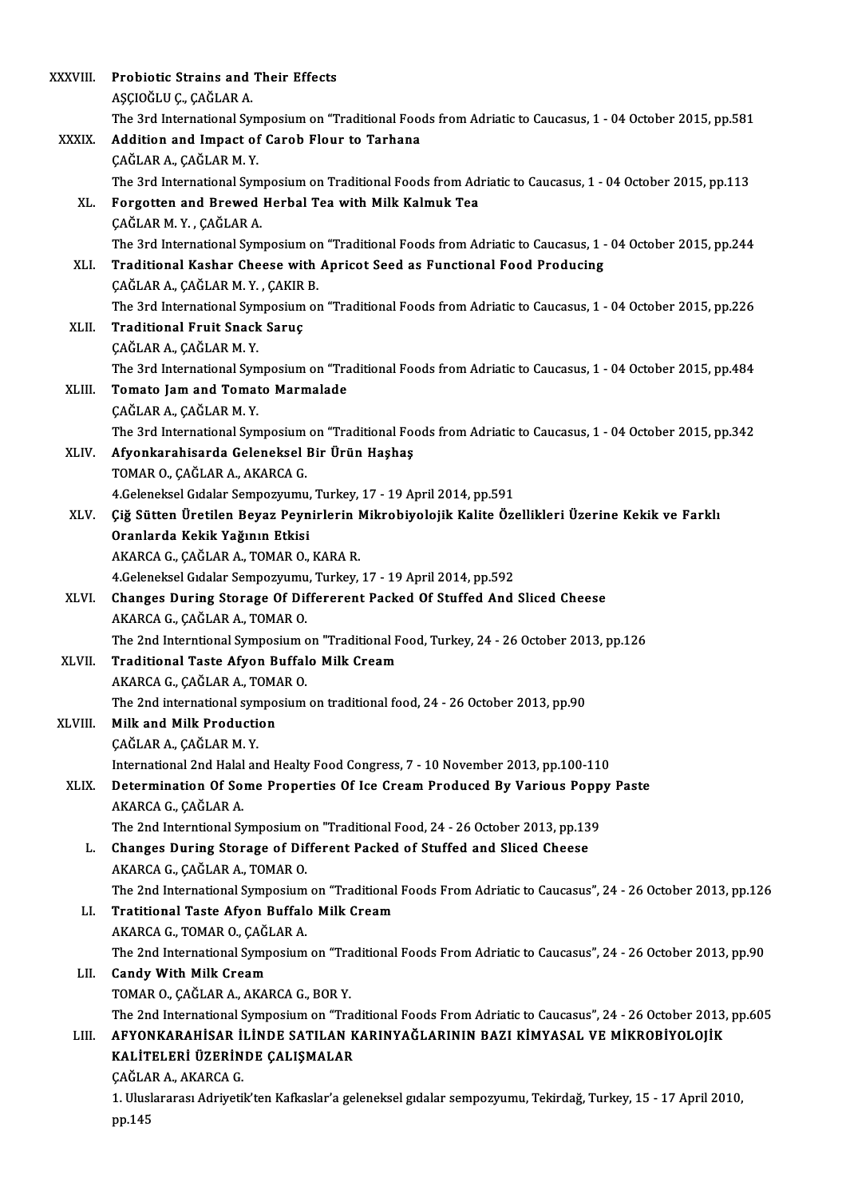XXXVIII. **Probiotic Strains and Their Effects**
AŞÇIOĞLU Ç., ÇAĞLAR A.
The 3rd International Symposium on "Traditional Foods from Adriatic to Caucasus, 1 - 04 October 2015, pp.581

XXXIX. **Addition and Impact of Carob Flour to Tarhana**
ÇAĞLAR A., ÇAĞLAR M. Y.
The 3rd International Symposium on Traditional Foods from Adriatic to Caucasus, 1 - 04 October 2015, pp.113

XL. **Forgotten and Brewed Herbal Tea with Milk Kalmuk Tea**
ÇAĞLAR M. Y. , ÇAĞLAR A.
The 3rd International Symposium on "Traditional Foods from Adriatic to Caucasus, 1 - 04 October 2015, pp.244

XLI. **Traditional Kashar Cheese with Apricot Seed as Functional Food Producing**
ÇAĞLAR A., ÇAĞLAR M. Y. , ÇAKIR B.
The 3rd International Symposium on "Traditional Foods from Adriatic to Caucasus, 1 - 04 October 2015, pp.226

XLII. **Traditional Fruit Snack Saruç**
ÇAĞLAR A., ÇAĞLAR M. Y.
The 3rd International Symposium on "Traditional Foods from Adriatic to Caucasus, 1 - 04 October 2015, pp.484

XLIII. **Tomato Jam and Tomato Marmalade**
ÇAĞLAR A., ÇAĞLAR M. Y.
The 3rd International Symposium on "Traditional Foods from Adriatic to Caucasus, 1 - 04 October 2015, pp.342

XLIV. **Afyonkarahisarda Geleneksel Bir Ürün Haşhaş**
TOMAR O., ÇAĞLAR A., AKARCA G.
4.Geleneksel Gıdalar Sempozyumu, Turkey, 17 - 19 April 2014, pp.591

XLV. **Çiğ Sütten Üretilen Beyaz Peynirlerin Mikrobiyolojik Kalite Özellikleri Üzerine Kekik ve Farklı Oranlarda Kekik Yağının Etkisi**
AKARCA G., ÇAĞLAR A., TOMAR O., KARA R.
4.Geleneksel Gıdalar Sempozyumu, Turkey, 17 - 19 April 2014, pp.592

XLVI. **Changes During Storage Of Differerent Packed Of Stuffed And Sliced Cheese**
AKARCA G., ÇAĞLAR A., TOMAR O.
The 2nd Interntional Symposium on "Traditional Food, Turkey, 24 - 26 October 2013, pp.126

XLVII. **Traditional Taste Afyon Buffalo Milk Cream**
AKARCA G., ÇAĞLAR A., TOMAR O.
The 2nd international symposium on traditional food, 24 - 26 October 2013, pp.90

XLVIII. **Milk and Milk Production**
ÇAĞLAR A., ÇAĞLAR M. Y.
International 2nd Halal and Healty Food Congress, 7 - 10 November 2013, pp.100-110

XLIX. **Determination Of Some Properties Of Ice Cream Produced By Various Poppy Paste**
AKARCA G., ÇAĞLAR A.
The 2nd Interntional Symposium on "Traditional Food, 24 - 26 October 2013, pp.139

L. **Changes During Storage of Different Packed of Stuffed and Sliced Cheese**
AKARCA G., ÇAĞLAR A., TOMAR O.
The 2nd International Symposium on "Traditional Foods From Adriatic to Caucasus", 24 - 26 October 2013, pp.126

LI. **Tratitional Taste Afyon Buffalo Milk Cream**
AKARCA G., TOMAR O., ÇAĞLAR A.
The 2nd International Symposium on "Traditional Foods From Adriatic to Caucasus", 24 - 26 October 2013, pp.90

LII. **Candy With Milk Cream**
TOMAR O., ÇAĞLAR A., AKARCA G., BOR Y.
The 2nd International Symposium on "Traditional Foods From Adriatic to Caucasus", 24 - 26 October 2013, pp.605

LIII. **AFYONKARAHİSAR İLİNDE SATILAN KARINYAĞLARININ BAZI KİMYASAL VE MİKROBİYOLOJİK KALİTELERİ ÜZERİNDE ÇALIŞMALAR**
ÇAĞLAR A., AKARCA G.
1. Uluslararası Adriyetik'ten Kafkaslar'a geleneksel gıdalar sempozyumu, Tekirdağ, Turkey, 15 - 17 April 2010, pp.145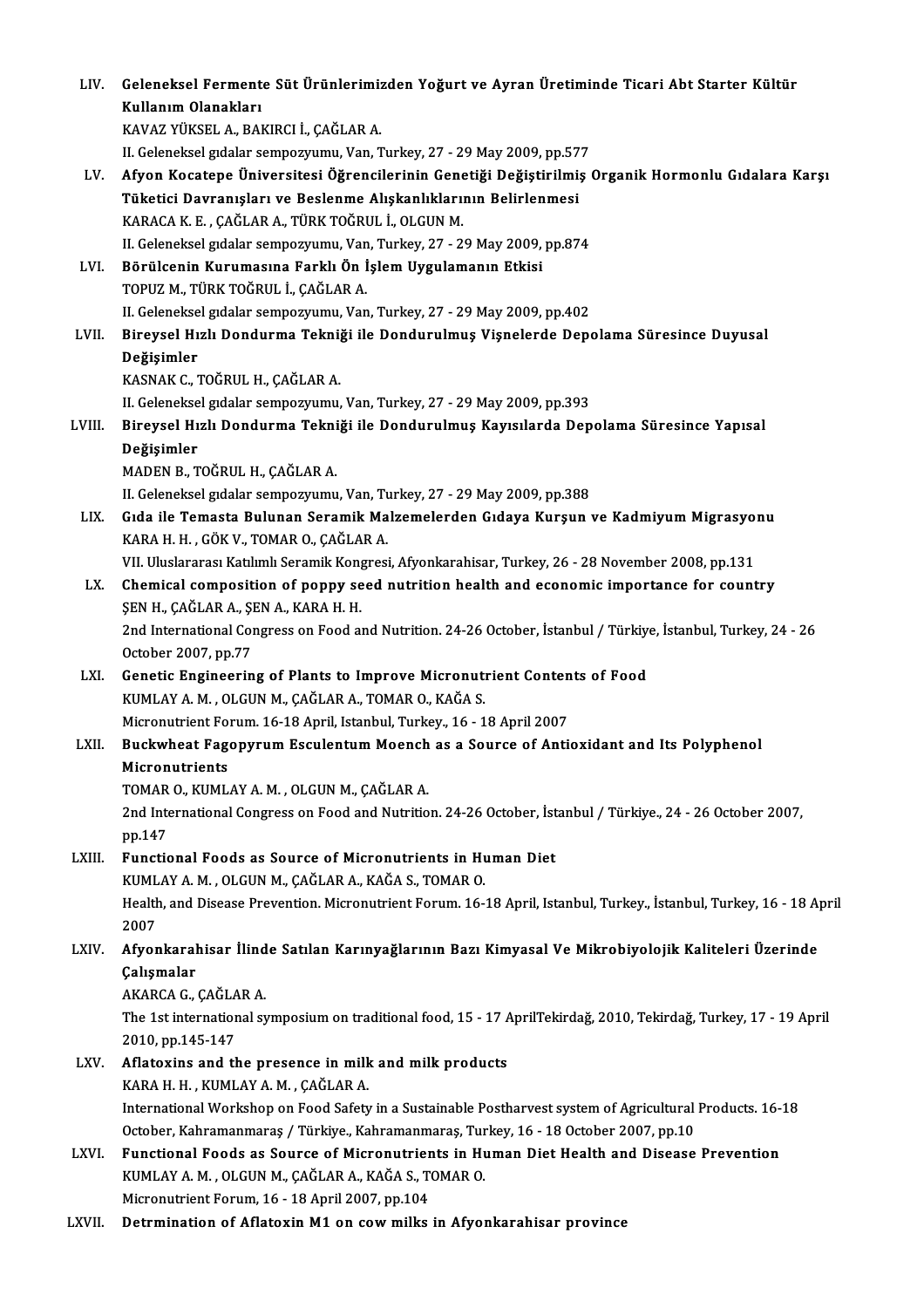LIV. **Geleneksel Fermente Süt Ürünlerimizden Yoğurt ve Ayran Üretiminde Ticari Abt Starter Kültür Kullanım Olanakları**
KAVAZ YÜKSEL A., BAKIRCI İ., ÇAĞLAR A.
II. Geleneksel gıdalar sempozyumu, Van, Turkey, 27 - 29 May 2009, pp.577

LV. **Afyon Kocatepe Üniversitesi Öğrencilerinin Genetiği Değiştirilmiş Organik Hormonlu Gıdalara Karşı Tüketici Davranışları ve Beslenme Alışkanlıklarının Belirlenmesi**
KARACA K. E. , ÇAĞLAR A., TÜRK TOĞRUL İ., OLGUN M.
II. Geleneksel gıdalar sempozyumu, Van, Turkey, 27 - 29 May 2009, pp.874

LVI. **Börülcenin Kurumasına Farklı Ön İşlem Uygulamanın Etkisi**
TOPUZ M., TÜRK TOĞRUL İ., ÇAĞLAR A.
II. Geleneksel gıdalar sempozyumu, Van, Turkey, 27 - 29 May 2009, pp.402

LVII. **Bireysel Hızlı Dondurma Tekniği ile Dondurulmuş Vişnelerde Depolama Süresince Duyusal Değişimler**
KASNAK C., TOĞRUL H., ÇAĞLAR A.
II. Geleneksel gıdalar sempozyumu, Van, Turkey, 27 - 29 May 2009, pp.393

LVIII. **Bireysel Hızlı Dondurma Tekniği ile Dondurulmuş Kayısılarda Depolama Süresince Yapısal Değişimler**
MADEN B., TOĞRUL H., ÇAĞLAR A.
II. Geleneksel gıdalar sempozyumu, Van, Turkey, 27 - 29 May 2009, pp.388

LIX. **Gıda ile Temasta Bulunan Seramik Malzemelerden Gıdaya Kurşun ve Kadmiyum Migrasyonu**
KARA H. H. , GÖK V., TOMAR O., ÇAĞLAR A.
VII. Uluslararası Katılımlı Seramik Kongresi, Afyonkarahisar, Turkey, 26 - 28 November 2008, pp.131

LX. **Chemical composition of poppy seed nutrition health and economic importance for country**
ŞEN H., ÇAĞLAR A., ŞEN A., KARA H. H.
2nd International Congress on Food and Nutrition. 24-26 October, İstanbul / Türkiye, İstanbul, Turkey, 24 - 26 October 2007, pp.77

LXI. **Genetic Engineering of Plants to Improve Micronutrient Contents of Food**
KUMLAY A. M. , OLGUN M., ÇAĞLAR A., TOMAR O., KAĞA S.
Micronutrient Forum. 16-18 April, Istanbul, Turkey., 16 - 18 April 2007

LXII. **Buckwheat Fagopyrum Esculentum Moench as a Source of Antioxidant and Its Polyphenol Micronutrients**
TOMAR O., KUMLAY A. M. , OLGUN M., ÇAĞLAR A.
2nd International Congress on Food and Nutrition. 24-26 October, İstanbul / Türkiye., 24 - 26 October 2007, pp.147

LXIII. **Functional Foods as Source of Micronutrients in Human Diet**
KUMLAY A. M. , OLGUN M., ÇAĞLAR A., KAĞA S., TOMAR O.
Health, and Disease Prevention. Micronutrient Forum. 16-18 April, Istanbul, Turkey., İstanbul, Turkey, 16 - 18 April 2007

LXIV. **Afyonkarahisar İlinde Satılan Karınyağlarının Bazı Kimyasal Ve Mikrobiyolojik Kaliteleri Üzerinde Çalışmalar**
AKARCA G., ÇAĞLAR A.
The 1st international symposium on traditional food, 15 - 17 AprilTekirdağ, 2010, Tekirdağ, Turkey, 17 - 19 April 2010, pp.145-147

LXV. **Aflatoxins and the presence in milk and milk products**
KARA H. H. , KUMLAY A. M. , ÇAĞLAR A.
International Workshop on Food Safety in a Sustainable Postharvest system of Agricultural Products. 16-18 October, Kahramanmaraş / Türkiye., Kahramanmaraş, Turkey, 16 - 18 October 2007, pp.10

LXVI. **Functional Foods as Source of Micronutrients in Human Diet Health and Disease Prevention**
KUMLAY A. M. , OLGUN M., ÇAĞLAR A., KAĞA S., TOMAR O.
Micronutrient Forum, 16 - 18 April 2007, pp.104

LXVII. **Detrmination of Aflatoxin M1 on cow milks in Afyonkarahisar province**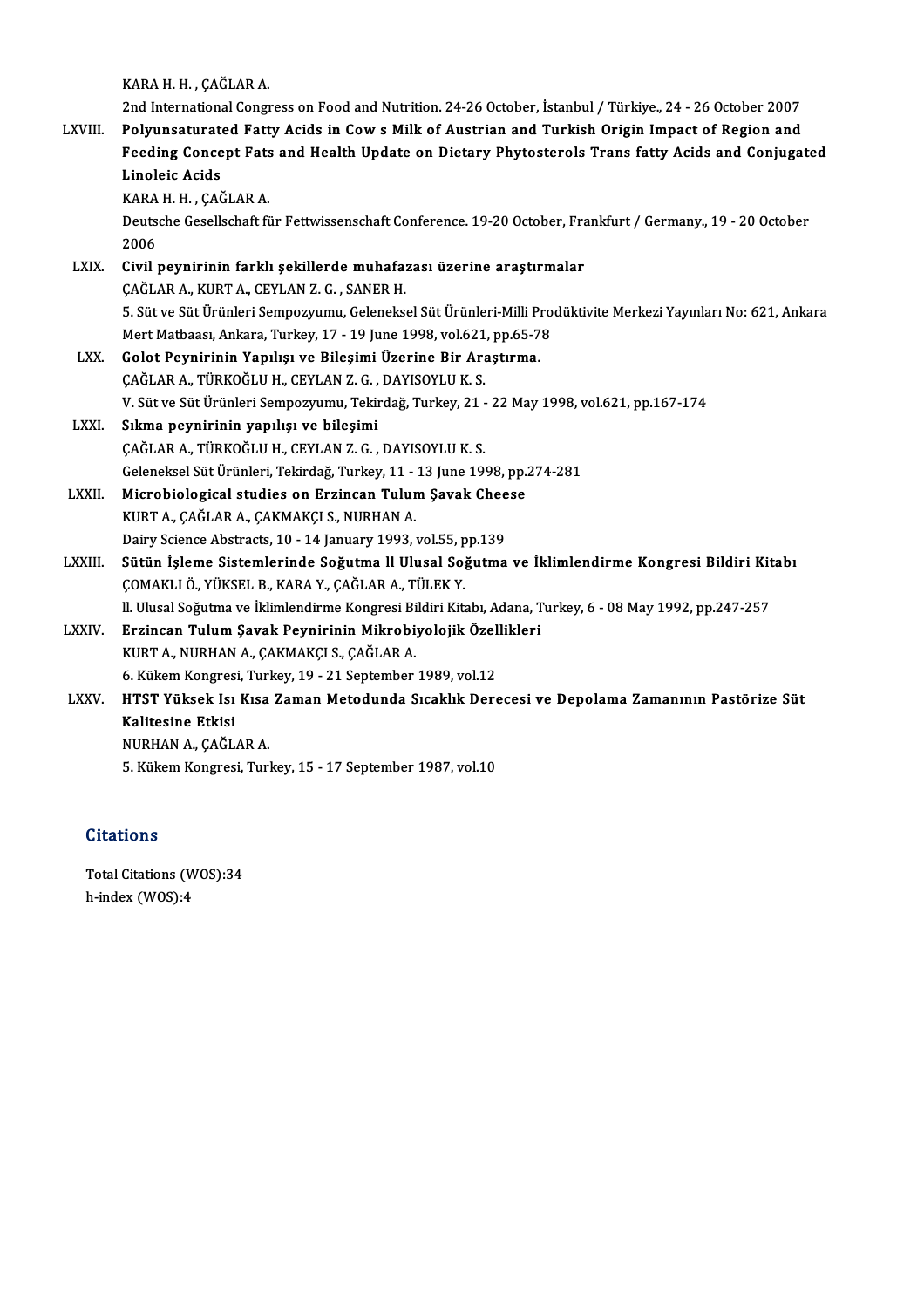KARA H. H. , ÇAĞLAR A.

2nd International Congress on Food and Nutrition. 24-26 October, İstanbul / Türkiye., 24 - 26 October 2007

LXVIII. **Polyunsaturated Fatty Acids in Cow s Milk of Austrian and Turkish Origin Impact of Region and Feeding Concept Fats and Health Update on Dietary Phytosterols Trans fatty Acids and Conjugated Linoleic Acids**

KARA H. H. , ÇAĞLAR A.

Deutsche Gesellschaft für Fettwissenschaft Conference. 19-20 October, Frankfurt / Germany., 19 - 20 October 2006

LXIX. **Civil peynirinin farklı şekillerde muhafazası üzerine araştırmalar**

ÇAĞLAR A., KURT A., CEYLAN Z. G. , SANER H.

5. Süt ve Süt Ürünleri Sempozyumu, Geleneksel Süt Ürünleri-Milli Prodüktivite Merkezi Yayınları No: 621, Ankara Mert Matbaası, Ankara, Turkey, 17 - 19 June 1998, vol.621, pp.65-78

LXX. **Golot Peynirinin Yapılışı ve Bileşimi Üzerine Bir Araştırma.**

ÇAĞLAR A., TÜRKOĞLU H., CEYLAN Z. G. , DAYISOYLU K. S.

V. Süt ve Süt Ürünleri Sempozyumu, Tekirdağ, Turkey, 21 - 22 May 1998, vol.621, pp.167-174

LXXI. **Sıkma peynirinin yapılışı ve bileşimi**

ÇAĞLAR A., TÜRKOĞLU H., CEYLAN Z. G. , DAYISOYLU K. S.

Geleneksel Süt Ürünleri, Tekirdağ, Turkey, 11 - 13 June 1998, pp.274-281

LXXII. **Microbiological studies on Erzincan Tulum Şavak Cheese**

KURT A., ÇAĞLAR A., ÇAKMAKÇI S., NURHAN A.

Dairy Science Abstracts, 10 - 14 January 1993, vol.55, pp.139

LXXIII. **Sütün İşleme Sistemlerinde Soğutma ll Ulusal Soğutma ve İklimlendirme Kongresi Bildiri Kitabı**

ÇOMAKLI Ö., YÜKSEL B., KARA Y., ÇAĞLAR A., TÜLEK Y.

ll. Ulusal Soğutma ve İklimlendirme Kongresi Bildiri Kitabı, Adana, Turkey, 6 - 08 May 1992, pp.247-257

LXXIV. **Erzincan Tulum Şavak Peynirinin Mikrobiyolojik Özellikleri**

KURT A., NURHAN A., ÇAKMAKÇI S., ÇAĞLAR A.

6. Kükem Kongresi, Turkey, 19 - 21 September 1989, vol.12

LXXV. **HTST Yüksek Isı Kısa Zaman Metodunda Sıcaklık Derecesi ve Depolama Zamanının Pastörize Süt Kalitesine Etkisi**

NURHAN A., ÇAĞLAR A.

5. Kükem Kongresi, Turkey, 15 - 17 September 1987, vol.10

## Citations

Total Citations (WOS):34

h-index (WOS):4